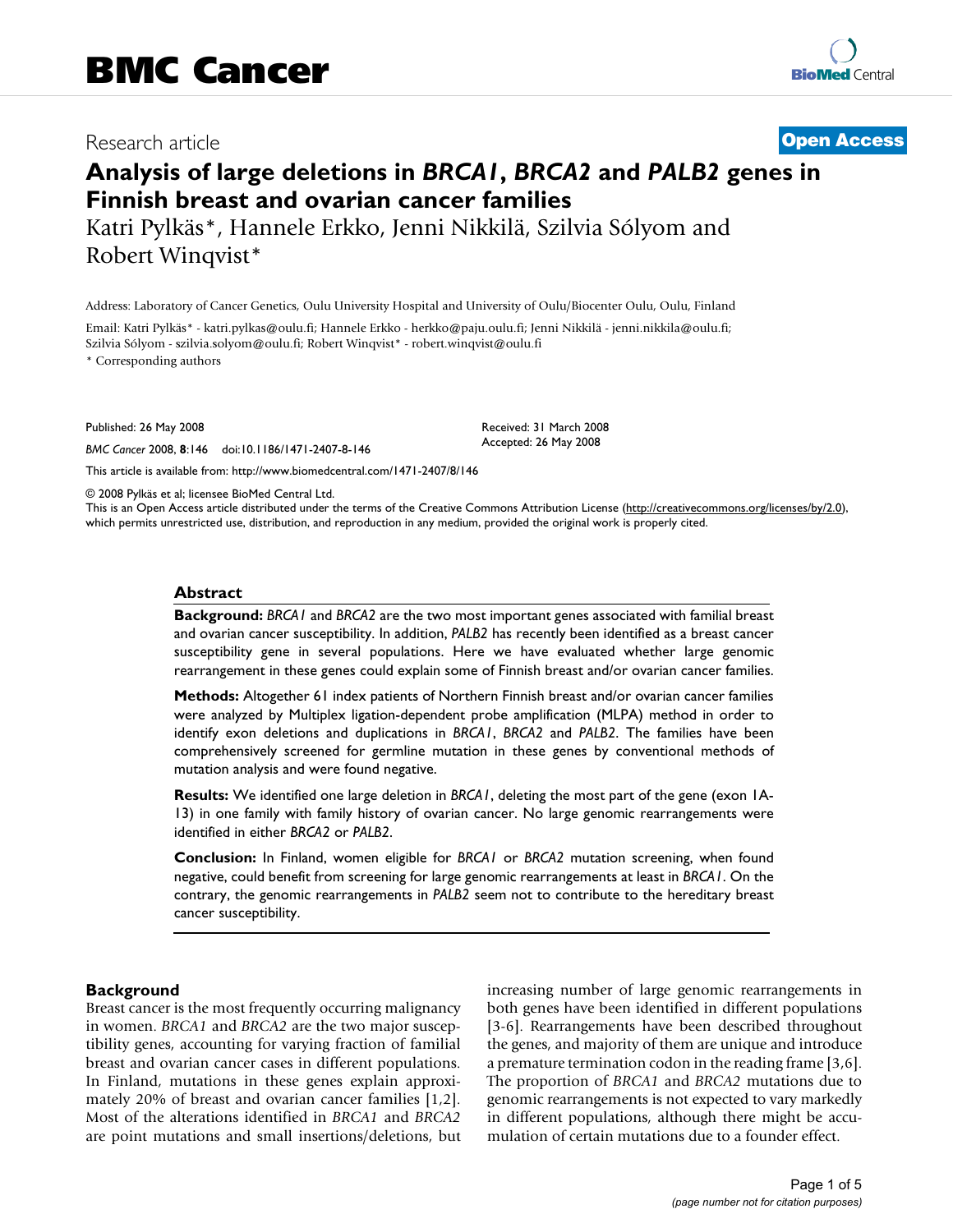Research article

**Open Access**

# Analysis of large deletions in *BRCA1*, *BRCA2* and *PALB2* genes in Finnish breast and ovarian cancer families

Katri Pylkäs*, Hannele Erkko, Jenni Nikkilä, Szilvia Sólyom and Robert Winqvist*

Address: Laboratory of Cancer Genetics, Oulu University Hospital and University of Oulu/Biocenter Oulu, Oulu, Finland

Email: Katri Pylkäs* - katri.pylkas@oulu.fi; Hannele Erkko - herkko@paju.oulu.fi; Jenni Nikkilä - jenni.nikkila@oulu.fi; Szilvia Sólyom - szilvia.solyom@oulu.fi; Robert Winqvist* - robert.winqvist@oulu.fi

* Corresponding authors

Published: 26 May 2008

*BMC Cancer* 2008, **8**:146 doi:10.1186/1471-2407-8-146

Received: 31 March 2008
Accepted: 26 May 2008

This article is available from: http://www.biomedcentral.com/1471-2407/8/146

© 2008 Pylkäs et al; licensee BioMed Central Ltd.
This is an Open Access article distributed under the terms of the Creative Commons Attribution License (http://creativecommons.org/licenses/by/2.0), which permits unrestricted use, distribution, and reproduction in any medium, provided the original work is properly cited.

## Abstract

**Background:** *BRCA1* and *BRCA2* are the two most important genes associated with familial breast and ovarian cancer susceptibility. In addition, *PALB2* has recently been identified as a breast cancer susceptibility gene in several populations. Here we have evaluated whether large genomic rearrangement in these genes could explain some of Finnish breast and/or ovarian cancer families.

**Methods:** Altogether 61 index patients of Northern Finnish breast and/or ovarian cancer families were analyzed by Multiplex ligation-dependent probe amplification (MLPA) method in order to identify exon deletions and duplications in *BRCA1*, *BRCA2* and *PALB2*. The families have been comprehensively screened for germline mutation in these genes by conventional methods of mutation analysis and were found negative.

**Results:** We identified one large deletion in *BRCA1*, deleting the most part of the gene (exon 1A-13) in one family with family history of ovarian cancer. No large genomic rearrangements were identified in either *BRCA2* or *PALB2*.

**Conclusion:** In Finland, women eligible for *BRCA1* or *BRCA2* mutation screening, when found negative, could benefit from screening for large genomic rearrangements at least in *BRCA1*. On the contrary, the genomic rearrangements in *PALB2* seem not to contribute to the hereditary breast cancer susceptibility.

## Background

Breast cancer is the most frequently occurring malignancy in women. *BRCA1* and *BRCA2* are the two major susceptibility genes, accounting for varying fraction of familial breast and ovarian cancer cases in different populations. In Finland, mutations in these genes explain approximately 20% of breast and ovarian cancer families [1,2]. Most of the alterations identified in *BRCA1* and *BRCA2* are point mutations and small insertions/deletions, but increasing number of large genomic rearrangements in both genes have been identified in different populations [3-6]. Rearrangements have been described throughout the genes, and majority of them are unique and introduce a premature termination codon in the reading frame [3,6]. The proportion of *BRCA1* and *BRCA2* mutations due to genomic rearrangements is not expected to vary markedly in different populations, although there might be accumulation of certain mutations due to a founder effect.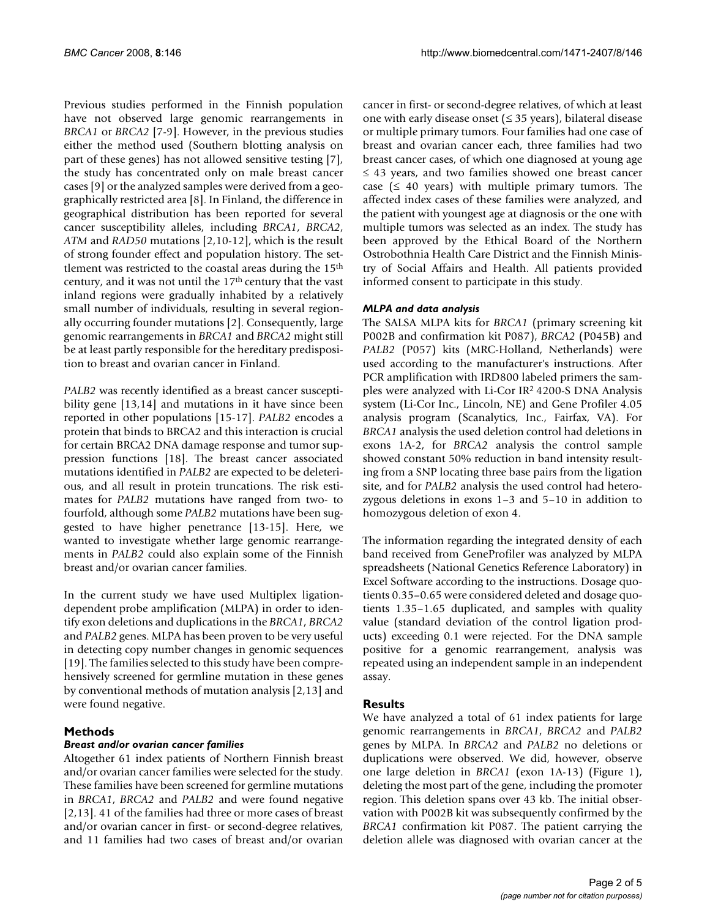Previous studies performed in the Finnish population have not observed large genomic rearrangements in *BRCA1* or *BRCA2* [7-9]. However, in the previous studies either the method used (Southern blotting analysis on part of these genes) has not allowed sensitive testing [7], the study has concentrated only on male breast cancer cases [9] or the analyzed samples were derived from a geographically restricted area [8]. In Finland, the difference in geographical distribution has been reported for several cancer susceptibility alleles, including *BRCA1*, *BRCA2*, *ATM* and *RAD50* mutations [2,10-12], which is the result of strong founder effect and population history. The settlement was restricted to the coastal areas during the 15th century, and it was not until the 17th century that the vast inland regions were gradually inhabited by a relatively small number of individuals, resulting in several regionally occurring founder mutations [2]. Consequently, large genomic rearrangements in *BRCA1* and *BRCA2* might still be at least partly responsible for the hereditary predisposition to breast and ovarian cancer in Finland.

*PALB2* was recently identified as a breast cancer susceptibility gene [13,14] and mutations in it have since been reported in other populations [15-17]. *PALB2* encodes a protein that binds to BRCA2 and this interaction is crucial for certain BRCA2 DNA damage response and tumor suppression functions [18]. The breast cancer associated mutations identified in *PALB2* are expected to be deleterious, and all result in protein truncations. The risk estimates for *PALB2* mutations have ranged from two- to fourfold, although some *PALB2* mutations have been suggested to have higher penetrance [13-15]. Here, we wanted to investigate whether large genomic rearrangements in *PALB2* could also explain some of the Finnish breast and/or ovarian cancer families.

In the current study we have used Multiplex ligation-dependent probe amplification (MLPA) in order to identify exon deletions and duplications in the *BRCA1*, *BRCA2* and *PALB2* genes. MLPA has been proven to be very useful in detecting copy number changes in genomic sequences [19]. The families selected to this study have been comprehensively screened for germline mutation in these genes by conventional methods of mutation analysis [2,13] and were found negative.

## Methods

### *Breast and/or ovarian cancer families*

Altogether 61 index patients of Northern Finnish breast and/or ovarian cancer families were selected for the study. These families have been screened for germline mutations in *BRCA1*, *BRCA2* and *PALB2* and were found negative [2,13]. 41 of the families had three or more cases of breast and/or ovarian cancer in first- or second-degree relatives, and 11 families had two cases of breast and/or ovarian cancer in first- or second-degree relatives, of which at least one with early disease onset (≤ 35 years), bilateral disease or multiple primary tumors. Four families had one case of breast and ovarian cancer each, three families had two breast cancer cases, of which one diagnosed at young age ≤ 43 years, and two families showed one breast cancer case (≤ 40 years) with multiple primary tumors. The affected index cases of these families were analyzed, and the patient with youngest age at diagnosis or the one with multiple tumors was selected as an index. The study has been approved by the Ethical Board of the Northern Ostrobothnia Health Care District and the Finnish Ministry of Social Affairs and Health. All patients provided informed consent to participate in this study.

### *MLPA and data analysis*

The SALSA MLPA kits for *BRCA1* (primary screening kit P002B and confirmation kit P087), *BRCA2* (P045B) and *PALB2* (P057) kits (MRC-Holland, Netherlands) were used according to the manufacturer's instructions. After PCR amplification with IRD800 labeled primers the samples were analyzed with Li-Cor IR$^2$ 4200-S DNA Analysis system (Li-Cor Inc., Lincoln, NE) and Gene Profiler 4.05 analysis program (Scanalytics, Inc., Fairfax, VA). For *BRCA1* analysis the used deletion control had deletions in exons 1A-2, for *BRCA2* analysis the control sample showed constant 50% reduction in band intensity resulting from a SNP locating three base pairs from the ligation site, and for *PALB2* analysis the used control had heterozygous deletions in exons 1–3 and 5–10 in addition to homozygous deletion of exon 4.

The information regarding the integrated density of each band received from GeneProfiler was analyzed by MLPA spreadsheets (National Genetics Reference Laboratory) in Excel Software according to the instructions. Dosage quotients 0.35–0.65 were considered deleted and dosage quotients 1.35–1.65 duplicated, and samples with quality value (standard deviation of the control ligation products) exceeding 0.1 were rejected. For the DNA sample positive for a genomic rearrangement, analysis was repeated using an independent sample in an independent assay.

## Results

We have analyzed a total of 61 index patients for large genomic rearrangements in *BRCA1*, *BRCA2* and *PALB2* genes by MLPA. In *BRCA2* and *PALB2* no deletions or duplications were observed. We did, however, observe one large deletion in *BRCA1* (exon 1A-13) (Figure 1), deleting the most part of the gene, including the promoter region. This deletion spans over 43 kb. The initial observation with P002B kit was subsequently confirmed by the *BRCA1* confirmation kit P087. The patient carrying the deletion allele was diagnosed with ovarian cancer at the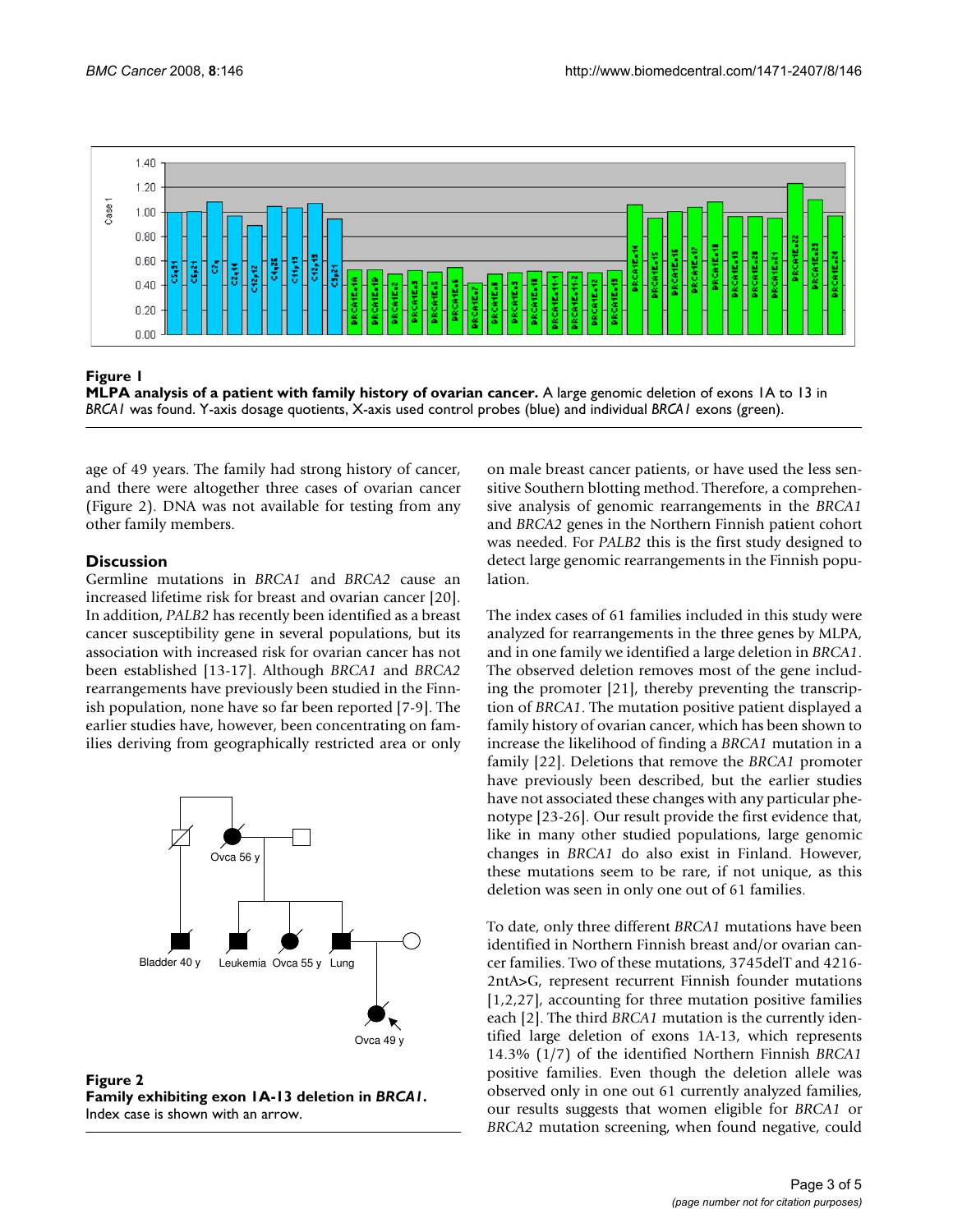**Figure 1**
**MLPA analysis of a patient with family history of ovarian cancer.** A large genomic deletion of exons 1A to 13 in *BRCA1* was found. Y-axis dosage quotients, X-axis used control probes (blue) and individual *BRCA1* exons (green).

age of 49 years. The family had strong history of cancer, and there were altogether three cases of ovarian cancer (Figure 2). DNA was not available for testing from any other family members.

## Discussion

Germline mutations in *BRCA1* and *BRCA2* cause an increased lifetime risk for breast and ovarian cancer [20]. In addition, *PALB2* has recently been identified as a breast cancer susceptibility gene in several populations, but its association with increased risk for ovarian cancer has not been established [13-17]. Although *BRCA1* and *BRCA2* rearrangements have previously been studied in the Finnish population, none have so far been reported [7-9]. The earlier studies have, however, been concentrating on families deriving from geographically restricted area or only on male breast cancer patients, or have used the less sensitive Southern blotting method. Therefore, a comprehensive analysis of genomic rearrangements in the *BRCA1* and *BRCA2* genes in the Northern Finnish patient cohort was needed. For *PALB2* this is the first study designed to detect large genomic rearrangements in the Finnish population.

**Figure 2**
**Family exhibiting exon 1A-13 deletion in *BRCA1*.** Index case is shown with an arrow.

The index cases of 61 families included in this study were analyzed for rearrangements in the three genes by MLPA, and in one family we identified a large deletion in *BRCA1*. The observed deletion removes most of the gene including the promoter [21], thereby preventing the transcription of *BRCA1*. The mutation positive patient displayed a family history of ovarian cancer, which has been shown to increase the likelihood of finding a *BRCA1* mutation in a family [22]. Deletions that remove the *BRCA1* promoter have previously been described, but the earlier studies have not associated these changes with any particular phenotype [23-26]. Our result provide the first evidence that, like in many other studied populations, large genomic changes in *BRCA1* do also exist in Finland. However, these mutations seem to be rare, if not unique, as this deletion was seen in only one out of 61 families.

To date, only three different *BRCA1* mutations have been identified in Northern Finnish breast and/or ovarian cancer families. Two of these mutations, 3745delT and 4216-2ntA>G, represent recurrent Finnish founder mutations [1,2,27], accounting for three mutation positive families each [2]. The third *BRCA1* mutation is the currently identified large deletion of exons 1A-13, which represents 14.3% (1/7) of the identified Northern Finnish *BRCA1* positive families. Even though the deletion allele was observed only in one out 61 currently analyzed families, our results suggests that women eligible for *BRCA1* or *BRCA2* mutation screening, when found negative, could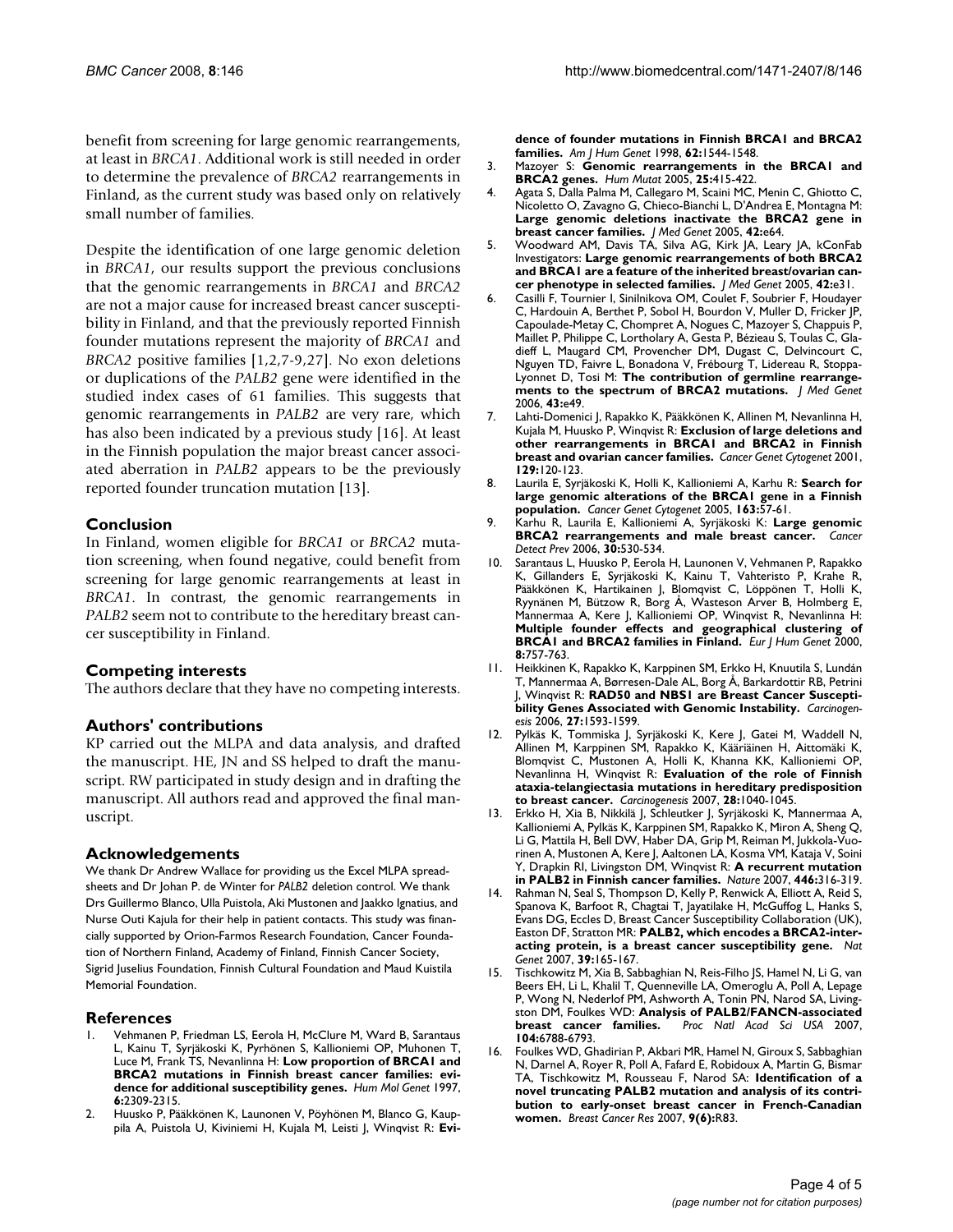benefit from screening for large genomic rearrangements, at least in *BRCA1*. Additional work is still needed in order to determine the prevalence of *BRCA2* rearrangements in Finland, as the current study was based only on relatively small number of families.

Despite the identification of one large genomic deletion in *BRCA1*, our results support the previous conclusions that the genomic rearrangements in *BRCA1* and *BRCA2* are not a major cause for increased breast cancer susceptibility in Finland, and that the previously reported Finnish founder mutations represent the majority of *BRCA1* and *BRCA2* positive families [1,2,7-9,27]. No exon deletions or duplications of the *PALB2* gene were identified in the studied index cases of 61 families. This suggests that genomic rearrangements in *PALB2* are very rare, which has also been indicated by a previous study [16]. At least in the Finnish population the major breast cancer associated aberration in *PALB2* appears to be the previously reported founder truncation mutation [13].

## Conclusion

In Finland, women eligible for *BRCA1* or *BRCA2* mutation screening, when found negative, could benefit from screening for large genomic rearrangements at least in *BRCA1*. In contrast, the genomic rearrangements in *PALB2* seem not to contribute to the hereditary breast cancer susceptibility in Finland.

## Competing interests

The authors declare that they have no competing interests.

## Authors' contributions

KP carried out the MLPA and data analysis, and drafted the manuscript. HE, JN and SS helped to draft the manuscript. RW participated in study design and in drafting the manuscript. All authors read and approved the final manuscript.

## Acknowledgements

We thank Dr Andrew Wallace for providing us the Excel MLPA spreadsheets and Dr Johan P. de Winter for *PALB2* deletion control. We thank Drs Guillermo Blanco, Ulla Puistola, Aki Mustonen and Jaakko Ignatius, and Nurse Outi Kajula for their help in patient contacts. This study was financially supported by Orion-Farmos Research Foundation, Cancer Foundation of Northern Finland, Academy of Finland, Finnish Cancer Society, Sigrid Juselius Foundation, Finnish Cultural Foundation and Maud Kuistila Memorial Foundation.

## References

1. Vehmanen P, Friedman LS, Eerola H, McClure M, Ward B, Sarantaus L, Kainu T, Syrjäkoski K, Pyrhönen S, Kallioniemi OP, Muhonen T, Luce M, Frank TS, Nevanlinna H: **Low proportion of BRCA1 and BRCA2 mutations in Finnish breast cancer families: evidence for additional susceptibility genes.** *Hum Mol Genet* 1997, **6:**2309-2315.
2. Huusko P, Pääkkönen K, Launonen V, Pöyhönen M, Blanco G, Kauppila A, Puistola U, Kiviniemi H, Kujala M, Leisti J, Winqvist R: **Evidence of founder mutations in Finnish BRCA1 and BRCA2 families.** *Am J Hum Genet* 1998, **62:**1544-1548.
3. Mazoyer S: **Genomic rearrangements in the BRCA1 and BRCA2 genes.** *Hum Mutat* 2005, **25:**415-422.
4. Agata S, Dalla Palma M, Callegaro M, Scaini MC, Menin C, Ghiotto C, Nicoletto O, Zavagno G, Chieco-Bianchi L, D'Andrea E, Montagna M: **Large genomic deletions inactivate the BRCA2 gene in breast cancer families.** *J Med Genet* 2005, **42:**e64.
5. Woodward AM, Davis TA, Silva AG, Kirk JA, Leary JA, kConFab Investigators: **Large genomic rearrangements of both BRCA2 and BRCA1 are a feature of the inherited breast/ovarian cancer phenotype in selected families.** *J Med Genet* 2005, **42:**e31.
6. Casilli F, Tournier I, Sinilnikova OM, Coulet F, Soubrier F, Houdayer C, Hardouin A, Berthet P, Sobol H, Bourdon V, Muller D, Fricker JP, Capoulade-Metay C, Chompret A, Nogues C, Mazoyer S, Chappuis P, Maillet P, Philippe C, Lortholary A, Gesta P, Bézieau S, Toulas C, Gladieff L, Maugard CM, Provencher DM, Dugast C, Delvincourt C, Nguyen TD, Faivre L, Bonadona V, Frébourg T, Lidereau R, Stoppa-Lyonnet D, Tosi M: **The contribution of germline rearrangements to the spectrum of BRCA2 mutations.** *J Med Genet* 2006, **43:**e49.
7. Lahti-Domenici J, Rapakko K, Pääkkönen K, Allinen M, Nevanlinna H, Kujala M, Huusko P, Winqvist R: **Exclusion of large deletions and other rearrangements in BRCA1 and BRCA2 in Finnish breast and ovarian cancer families.** *Cancer Genet Cytogenet* 2001, **129:**120-123.
8. Laurila E, Syrjäkoski K, Holli K, Kallioniemi A, Karhu R: **Search for large genomic alterations of the BRCA1 gene in a Finnish population.** *Cancer Genet Cytogenet* 2005, **163:**57-61.
9. Karhu R, Laurila E, Kallioniemi A, Syrjäkoski K: **Large genomic BRCA2 rearrangements and male breast cancer.** *Cancer Detect Prev* 2006, **30:**530-534.
10. Sarantaus L, Huusko P, Eerola H, Launonen V, Vehmanen P, Rapakko K, Gillanders E, Syrjäkoski K, Kainu T, Vahteristo P, Krahe R, Pääkkönen K, Hartikainen J, Blomqvist C, Löppönen T, Holli K, Ryynänen M, Bützow R, Borg Å, Wasteson Arver B, Holmberg E, Mannermaa A, Kere J, Kallioniemi OP, Winqvist R, Nevanlinna H: **Multiple founder effects and geographical clustering of BRCA1 and BRCA2 families in Finland.** *Eur J Hum Genet* 2000, **8:**757-763.
11. Heikkinen K, Rapakko K, Karppinen SM, Erkko H, Knuutila S, Lundán T, Mannermaa A, Børresen-Dale AL, Borg Å, Barkardottir RB, Petrini J, Winqvist R: **RAD50 and NBS1 are Breast Cancer Susceptibility Genes Associated with Genomic Instability.** *Carcinogenesis* 2006, **27:**1593-1599.
12. Pylkäs K, Tommiska J, Syrjäkoski K, Kere J, Gatei M, Waddell N, Allinen M, Karppinen SM, Rapakko K, Kääriäinen H, Aittomäki K, Blomqvist C, Mustonen A, Holli K, Khanna KK, Kallioniemi OP, Nevanlinna H, Winqvist R: **Evaluation of the role of Finnish ataxia-telangiectasia mutations in hereditary predisposition to breast cancer.** *Carcinogenesis* 2007, **28:**1040-1045.
13. Erkko H, Xia B, Nikkilä J, Schleutker J, Syrjäkoski K, Mannermaa A, Kallioniemi A, Pylkäs K, Karppinen SM, Rapakko K, Miron A, Sheng Q, Li G, Mattila H, Bell DW, Haber DA, Grip M, Reiman M, Jukkola-Vuorinen A, Mustonen A, Kere J, Aaltonen LA, Kosma VM, Kataja V, Soini Y, Drapkin RI, Livingston DM, Winqvist R: **A recurrent mutation in PALB2 in Finnish cancer families.** *Nature* 2007, **446:**316-319.
14. Rahman N, Seal S, Thompson D, Kelly P, Renwick A, Elliott A, Reid S, Spanova K, Barfoot R, Chagtai T, Jayatilake H, McGuffog L, Hanks S, Evans DG, Eccles D, Breast Cancer Susceptibility Collaboration (UK), Easton DF, Stratton MR: **PALB2, which encodes a BRCA2-interacting protein, is a breast cancer susceptibility gene.** *Nat Genet* 2007, **39:**165-167.
15. Tischkowitz M, Xia B, Sabbaghian N, Reis-Filho JS, Hamel N, Li G, van Beers EH, Li L, Khalil T, Quenneville LA, Omeroglu A, Poll A, Lepage P, Wong N, Nederlof PM, Ashworth A, Tonin PN, Narod SA, Livingston DM, Foulkes WD: **Analysis of PALB2/FANCN-associated breast cancer families.** *Proc Natl Acad Sci USA* 2007, **104:**6788-6793.
16. Foulkes WD, Ghadirian P, Akbari MR, Hamel N, Giroux S, Sabbaghian N, Darnel A, Royer R, Poll A, Fafard E, Robidoux A, Martin G, Bismar TA, Tischkowitz M, Rousseau F, Narod SA: **Identification of a novel truncating PALB2 mutation and analysis of its contribution to early-onset breast cancer in French-Canadian women.** *Breast Cancer Res* 2007, **9(6):**R83.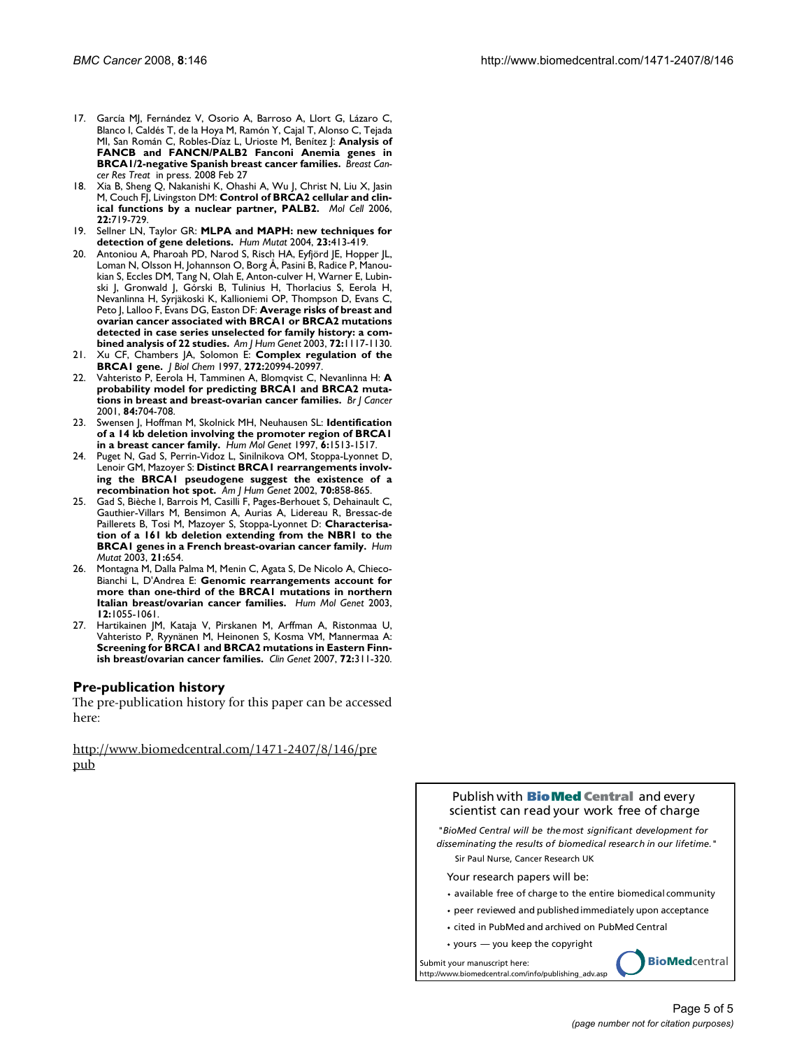17. García MJ, Fernández V, Osorio A, Barroso A, Llort G, Lázaro C, Blanco I, Caldés T, de la Hoya M, Ramón Y, Cajal T, Alonso C, Tejada MI, San Román C, Robles-Díaz L, Urioste M, Benítez J: **Analysis of FANCB and FANCN/PALB2 Fanconi Anemia genes in BRCA1/2-negative Spanish breast cancer families.** *Breast Cancer Res Treat* in press. 2008 Feb 27
18. Xia B, Sheng Q, Nakanishi K, Ohashi A, Wu J, Christ N, Liu X, Jasin M, Couch FJ, Livingston DM: **Control of BRCA2 cellular and clinical functions by a nuclear partner, PALB2.** *Mol Cell* 2006, **22:**719-729.
19. Sellner LN, Taylor GR: **MLPA and MAPH: new techniques for detection of gene deletions.** *Hum Mutat* 2004, **23:**413-419.
20. Antoniou A, Pharoah PD, Narod S, Risch HA, Eyfjörd JE, Hopper JL, Loman N, Olsson H, Johannson O, Borg Å, Pasini B, Radice P, Manoukian S, Eccles DM, Tang N, Olah E, Anton-culver H, Warner E, Lubinski J, Gronwald J, Górski B, Tulinius H, Thorlacius S, Eerola H, Nevanlinna H, Syrjäkoski K, Kallioniemi OP, Thompson D, Evans C, Peto J, Lalloo F, Evans DG, Easton DF: **Average risks of breast and ovarian cancer associated with BRCA1 or BRCA2 mutations detected in case series unselected for family history: a combined analysis of 22 studies.** *Am J Hum Genet* 2003, **72:**1117-1130.
21. Xu CF, Chambers JA, Solomon E: **Complex regulation of the BRCA1 gene.** *J Biol Chem* 1997, **272:**20994-20997.
22. Vahteristo P, Eerola H, Tamminen A, Blomqvist C, Nevanlinna H: **A probability model for predicting BRCA1 and BRCA2 mutations in breast and breast-ovarian cancer families.** *Br J Cancer* 2001, **84:**704-708.
23. Swensen J, Hoffman M, Skolnick MH, Neuhausen SL: **Identification of a 14 kb deletion involving the promoter region of BRCA1 in a breast cancer family.** *Hum Mol Genet* 1997, **6:**1513-1517.
24. Puget N, Gad S, Perrin-Vidoz L, Sinilnikova OM, Stoppa-Lyonnet D, Lenoir GM, Mazoyer S: **Distinct BRCA1 rearrangements involving the BRCA1 pseudogene suggest the existence of a recombination hot spot.** *Am J Hum Genet* 2002, **70:**858-865.
25. Gad S, Bièche I, Barrois M, Casilli F, Pages-Berhouet S, Dehainault C, Gauthier-Villars M, Bensimon A, Aurias A, Lidereau R, Bressac-de Paillerets B, Tosi M, Mazoyer S, Stoppa-Lyonnet D: **Characterisation of a 161 kb deletion extending from the NBR1 to the BRCA1 genes in a French breast-ovarian cancer family.** *Hum Mutat* 2003, **21:**654.
26. Montagna M, Dalla Palma M, Menin C, Agata S, De Nicolo A, Chieco-Bianchi L, D'Andrea E: **Genomic rearrangements account for more than one-third of the BRCA1 mutations in northern Italian breast/ovarian cancer families.** *Hum Mol Genet* 2003, **12:**1055-1061.
27. Hartikainen JM, Kataja V, Pirskanen M, Arffman A, Ristonmaa U, Vahteristo P, Ryynänen M, Heinonen S, Kosma VM, Mannermaa A: **Screening for BRCA1 and BRCA2 mutations in Eastern Finnish breast/ovarian cancer families.** *Clin Genet* 2007, **72:**311-320.

## Pre-publication history

The pre-publication history for this paper can be accessed here:

http://www.biomedcentral.com/1471-2407/8/146/prepub

Publish with **BioMed Central** and every scientist can read your work free of charge

*"BioMed Central will be the most significant development for disseminating the results of biomedical research in our lifetime."*

Sir Paul Nurse, Cancer Research UK

Your research papers will be:

- available free of charge to the entire biomedical community
- peer reviewed and published immediately upon acceptance
- cited in PubMed and archived on PubMed Central
- yours — you keep the copyright

Submit your manuscript here:
http://www.biomedcentral.com/info/publishing_adv.asp

BioMedcentral